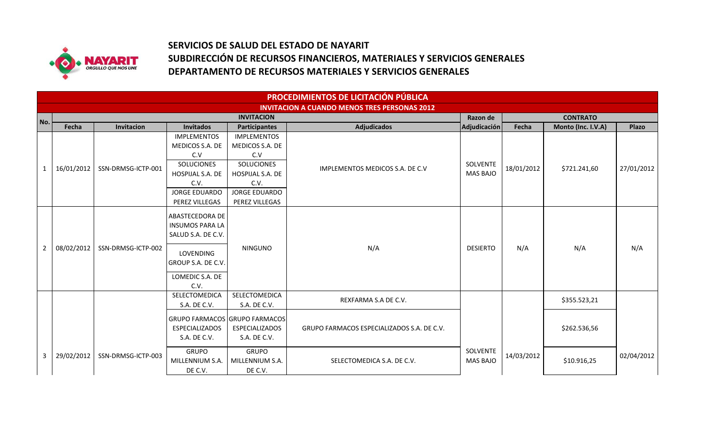# SERVICIOS DE SALUD DEL ESTADO DE NAYARIT
## SUBDIRECCIÓN DE RECURSOS FINANCIEROS, MATERIALES Y SERVICIOS GENERALES
## DEPARTAMENTO DE RECURSOS MATERIALES Y SERVICIOS GENERALES

| PROCEDIMIENTOS DE LICITACIÓN PÚBLICA | | | | | | | | | | |
|---|---|---|---|---|---|---|---|---|---|---|
| INVITACION A CUANDO MENOS TRES PERSONAS 2012 | | | | | | | | | | |
| No. | INVITACION | | | | | Razon de | CONTRATO | | | |
| | Fecha | Invitacion | Invitados | Participantes | Adjudicados | Adjudicación | Fecha | Monto (Inc. I.V.A) | Plazo |
| 1 | 16/01/2012 | SSN-DRMSG-ICTP-001 | IMPLEMENTOS MEDICOS S.A. DE C.V<br>SOLUCIONES HOSPIJAL S.A. DE C.V.<br>JORGE EDUARDO PEREZ VILLEGAS | IMPLEMENTOS MEDICOS S.A. DE C.V<br>SOLUCIONES HOSPIJAL S.A. DE C.V.<br>JORGE EDUARDO PEREZ VILLEGAS | IMPLEMENTOS MEDICOS S.A. DE C.V | SOLVENTE MAS BAJO | 18/01/2012 | $721.241,60 | 27/01/2012 |
| 2 | 08/02/2012 | SSN-DRMSG-ICTP-002 | ABASTECEDORA DE INSUMOS PARA LA SALUD S.A. DE C.V.<br>LOVENDING GROUP S.A. DE C.V.<br>LOMEDIC S.A. DE C.V. | NINGUNO | N/A | DESIERTO | N/A | N/A | N/A |
| 3 | 29/02/2012 | SSN-DRMSG-ICTP-003 | SELECTOMEDICA S.A. DE C.V. | SELECTOMEDICA S.A. DE C.V. | REXFARMA S.A DE C.V. | SOLVENTE MAS BAJO | 14/03/2012 | $355.523,21 | 02/04/2012 |
| | | | GRUPO FARMACOS ESPECIALIZADOS S.A. DE C.V. | GRUPO FARMACOS ESPECIALIZADOS S.A. DE C.V. | GRUPO FARMACOS ESPECIALIZADOS S.A. DE C.V. | | | $262.536,56 | |
| | | | GRUPO MILLENNIUM S.A. DE C.V. | GRUPO MILLENNIUM S.A. DE C.V. | SELECTOMEDICA S.A. DE C.V. | | | $10.916,25 | |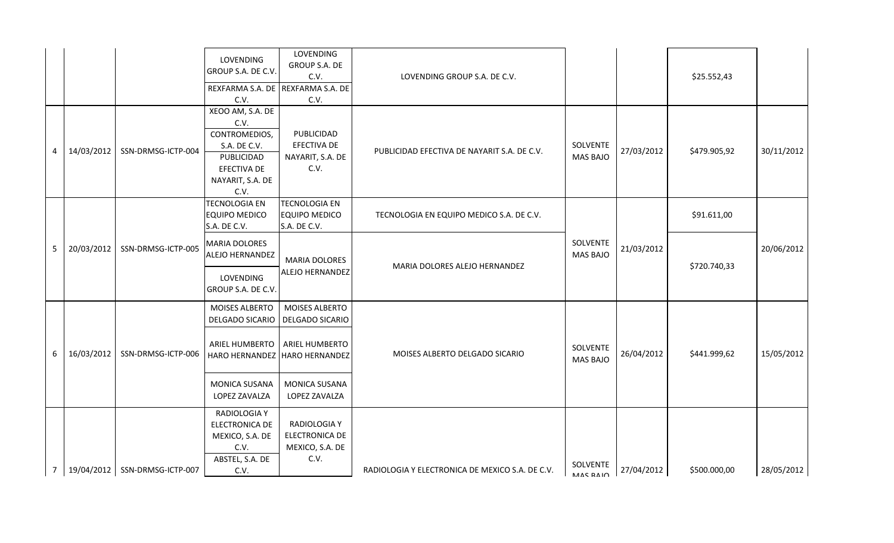| | | | | | | | | | |
|---|---|---|---|---|---|---|---|---|---|
| | | | LOVENDING GROUP S.A. DE C.V. | LOVENDING GROUP S.A. DE C.V. | LOVENDING GROUP S.A. DE C.V. | | | $25.552,43 | |
| | | | REXFARMA S.A. DE C.V. | REXFARMA S.A. DE C.V. | | | | | |
| 4 | 14/03/2012 | SSN-DRMSG-ICTP-004 | XEOO AM, S.A. DE C.V.<br>CONTROMEDIOS, S.A. DE C.V.<br>PUBLICIDAD EFECTIVA DE NAYARIT, S.A. DE C.V. | PUBLICIDAD EFECTIVA DE NAYARIT, S.A. DE C.V. | PUBLICIDAD EFECTIVA DE NAYARIT S.A. DE C.V. | SOLVENTE MAS BAJO | 27/03/2012 | $479.905,92 | 30/11/2012 |
| 5 | 20/03/2012 | SSN-DRMSG-ICTP-005 | TECNOLOGIA EN EQUIPO MEDICO S.A. DE C.V. | TECNOLOGIA EN EQUIPO MEDICO S.A. DE C.V. | TECNOLOGIA EN EQUIPO MEDICO S.A. DE C.V. | SOLVENTE MAS BAJO | 21/03/2012 | $91.611,00 | 20/06/2012 |
| | | | MARIA DOLORES ALEJO HERNANDEZ<br>LOVENDING GROUP S.A. DE C.V. | MARIA DOLORES ALEJO HERNANDEZ | MARIA DOLORES ALEJO HERNANDEZ | | | $720.740,33 | |
| 6 | 16/03/2012 | SSN-DRMSG-ICTP-006 | MOISES ALBERTO DELGADO SICARIO<br>ARIEL HUMBERTO HARO HERNANDEZ<br>MONICA SUSANA LOPEZ ZAVALZA | MOISES ALBERTO DELGADO SICARIO<br>ARIEL HUMBERTO HARO HERNANDEZ<br>MONICA SUSANA LOPEZ ZAVALZA | MOISES ALBERTO DELGADO SICARIO | SOLVENTE MAS BAJO | 26/04/2012 | $441.999,62 | 15/05/2012 |
| 7 | 19/04/2012 | SSN-DRMSG-ICTP-007 | RADIOLOGIA Y ELECTRONICA DE MEXICO, S.A. DE C.V.<br>ABSTEL, S.A. DE C.V. | RADIOLOGIA Y ELECTRONICA DE MEXICO, S.A. DE C.V. | RADIOLOGIA Y ELECTRONICA DE MEXICO S.A. DE C.V. | SOLVENTE MAS BAJO | 27/04/2012 | $500.000,00 | 28/05/2012 |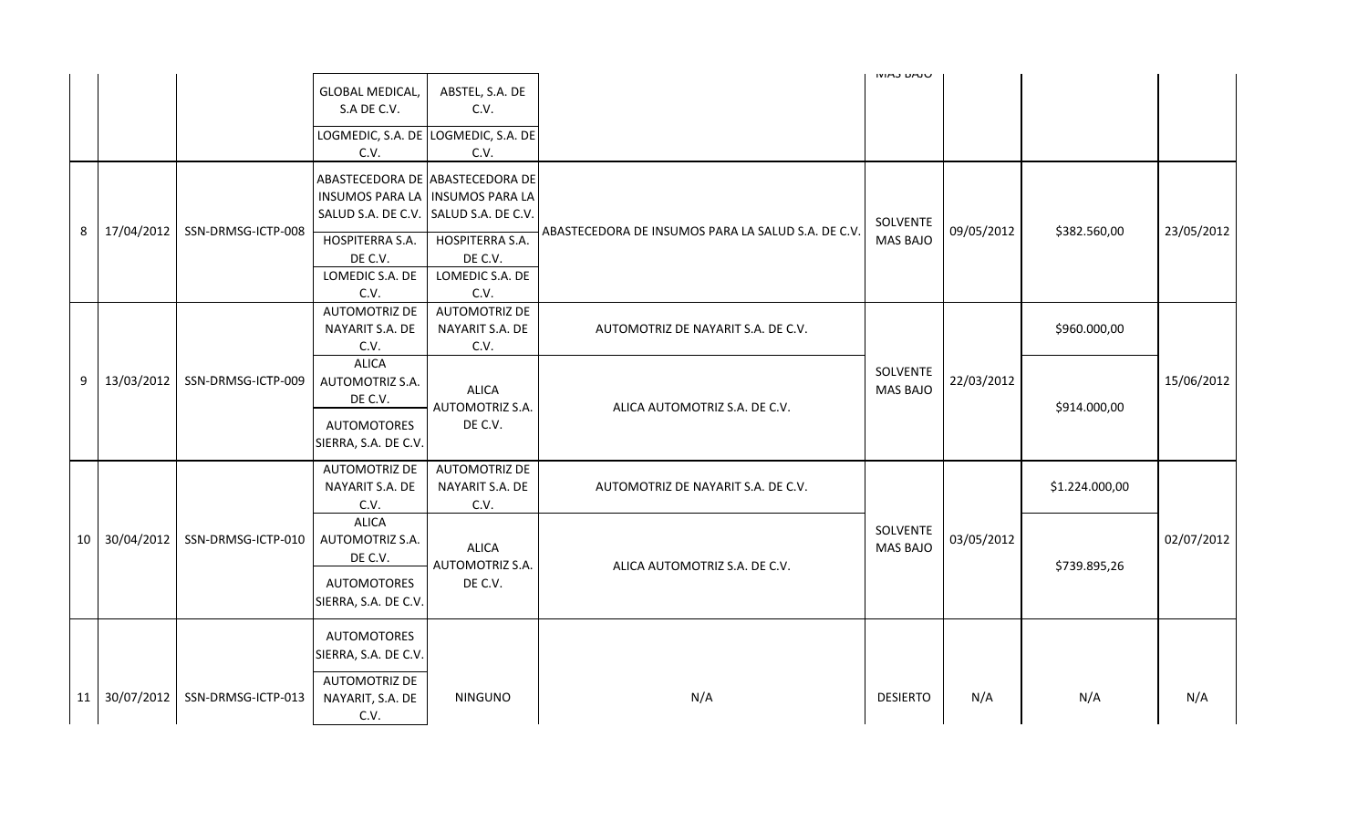| | | | | | | MAS BAJO | | | |
|---|---|---|---|---|---|---|---|---|---|
| | | | GLOBAL MEDICAL, S.A DE C.V. | ABSTEL, S.A. DE C.V. | | | | | |
| | | | LOGMEDIC, S.A. DE C.V. | LOGMEDIC, S.A. DE C.V. | | | | | |
| 8 | 17/04/2012 | SSN-DRMSG-ICTP-008 | ABASTECEDORA DE INSUMOS PARA LA SALUD S.A. DE C.V. | ABASTECEDORA DE INSUMOS PARA LA SALUD S.A. DE C.V. | ABASTECEDORA DE INSUMOS PARA LA SALUD S.A. DE C.V. | SOLVENTE MAS BAJO | 09/05/2012 | $382.560,00 | 23/05/2012 |
| | | | HOSPITERRA S.A. DE C.V. | HOSPITERRA S.A. DE C.V. | | | | | |
| | | | LOMEDIC S.A. DE C.V. | LOMEDIC S.A. DE C.V. | | | | | |
| 9 | 13/03/2012 | SSN-DRMSG-ICTP-009 | AUTOMOTRIZ DE NAYARIT S.A. DE C.V. | AUTOMOTRIZ DE NAYARIT S.A. DE C.V. | AUTOMOTRIZ DE NAYARIT S.A. DE C.V. | SOLVENTE MAS BAJO | 22/03/2012 | $960.000,00 | 15/06/2012 |
| | | | ALICA AUTOMOTRIZ S.A. DE C.V. | ALICA AUTOMOTRIZ S.A. DE C.V. | ALICA AUTOMOTRIZ S.A. DE C.V. | | | $914.000,00 | |
| | | | AUTOMOTORES SIERRA, S.A. DE C.V. | | | | | | |
| 10 | 30/04/2012 | SSN-DRMSG-ICTP-010 | AUTOMOTRIZ DE NAYARIT S.A. DE C.V. | AUTOMOTRIZ DE NAYARIT S.A. DE C.V. | AUTOMOTRIZ DE NAYARIT S.A. DE C.V. | SOLVENTE MAS BAJO | 03/05/2012 | $1.224.000,00 | 02/07/2012 |
| | | | ALICA AUTOMOTRIZ S.A. DE C.V. | ALICA AUTOMOTRIZ S.A. DE C.V. | ALICA AUTOMOTRIZ S.A. DE C.V. | | | $739.895,26 | |
| | | | AUTOMOTORES SIERRA, S.A. DE C.V. | | | | | | |
| 11 | 30/07/2012 | SSN-DRMSG-ICTP-013 | AUTOMOTORES SIERRA, S.A. DE C.V. | NINGUNO | N/A | DESIERTO | N/A | N/A | N/A |
| | | | AUTOMOTRIZ DE NAYARIT, S.A. DE C.V. | | | | | | |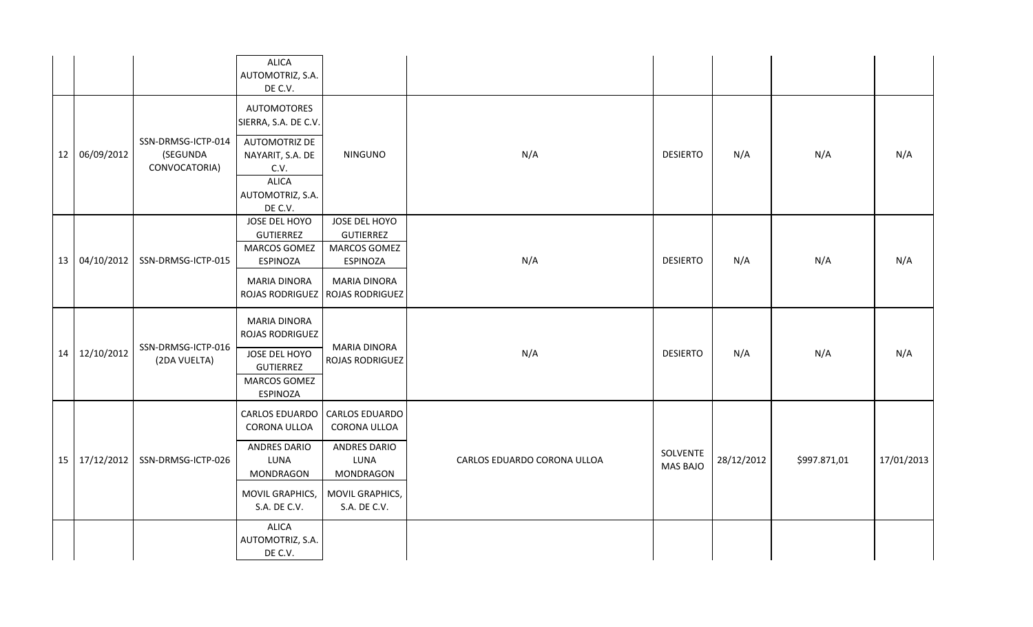| | | | | | | | | | |
|---|---|---|---|---|---|---|---|---|---|
| | | | ALICA AUTOMOTRIZ, S.A. DE C.V. | | | | | | |
| 12 | 06/09/2012 | SSN-DRMSG-ICTP-014 (SEGUNDA CONVOCATORIA) | AUTOMOTORES SIERRA, S.A. DE C.V.<br>AUTOMOTRIZ DE NAYARIT, S.A. DE C.V.<br>ALICA AUTOMOTRIZ, S.A. DE C.V. | NINGUNO | N/A | DESIERTO | N/A | N/A | N/A |
| 13 | 04/10/2012 | SSN-DRMSG-ICTP-015 | JOSE DEL HOYO GUTIERREZ<br>MARCOS GOMEZ ESPINOZA<br>MARIA DINORA ROJAS RODRIGUEZ | JOSE DEL HOYO GUTIERREZ<br>MARCOS GOMEZ ESPINOZA<br>MARIA DINORA ROJAS RODRIGUEZ | N/A | DESIERTO | N/A | N/A | N/A |
| 14 | 12/10/2012 | SSN-DRMSG-ICTP-016 (2DA VUELTA) | MARIA DINORA ROJAS RODRIGUEZ<br>JOSE DEL HOYO GUTIERREZ<br>MARCOS GOMEZ ESPINOZA | MARIA DINORA ROJAS RODRIGUEZ | N/A | DESIERTO | N/A | N/A | N/A |
| 15 | 17/12/2012 | SSN-DRMSG-ICTP-026 | CARLOS EDUARDO CORONA ULLOA<br>ANDRES DARIO LUNA MONDRAGON<br>MOVIL GRAPHICS, S.A. DE C.V. | CARLOS EDUARDO CORONA ULLOA<br>ANDRES DARIO LUNA MONDRAGON<br>MOVIL GRAPHICS, S.A. DE C.V. | CARLOS EDUARDO CORONA ULLOA | SOLVENTE MAS BAJO | 28/12/2012 | $997.871,01 | 17/01/2013 |
| | | | ALICA AUTOMOTRIZ, S.A. DE C.V. | | | | | | |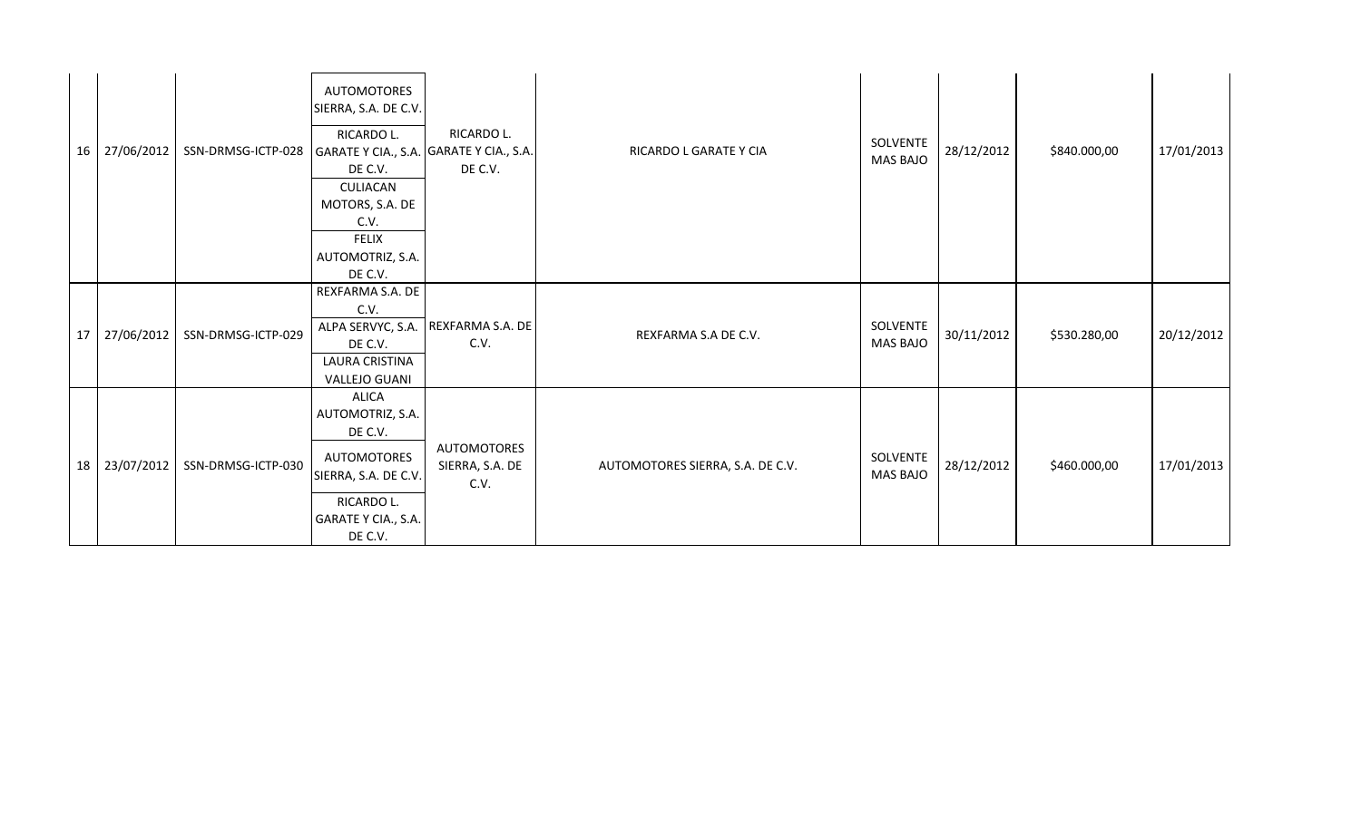| | | | | | | | | | |
|---|---|---|---|---|---|---|---|---|---|
| 16 | 27/06/2012 | SSN-DRMSG-ICTP-028 | AUTOMOTORES SIERRA, S.A. DE C.V. / RICARDO L. GARATE Y CIA., S.A. DE C.V. / CULIACAN MOTORS, S.A. DE C.V. / FELIX AUTOMOTRIZ, S.A. DE C.V. | RICARDO L. GARATE Y CIA., S.A. DE C.V. | RICARDO L GARATE Y CIA | SOLVENTE MAS BAJO | 28/12/2012 | $840.000,00 | 17/01/2013 |
| 17 | 27/06/2012 | SSN-DRMSG-ICTP-029 | REXFARMA S.A. DE C.V. / ALPA SERVYC, S.A. DE C.V. / LAURA CRISTINA VALLEJO GUANI | REXFARMA S.A. DE C.V. | REXFARMA S.A DE C.V. | SOLVENTE MAS BAJO | 30/11/2012 | $530.280,00 | 20/12/2012 |
| 18 | 23/07/2012 | SSN-DRMSG-ICTP-030 | ALICA AUTOMOTRIZ, S.A. DE C.V. / AUTOMOTORES SIERRA, S.A. DE C.V. / RICARDO L. GARATE Y CIA., S.A. DE C.V. | AUTOMOTORES SIERRA, S.A. DE C.V. | AUTOMOTORES SIERRA, S.A. DE C.V. | SOLVENTE MAS BAJO | 28/12/2012 | $460.000,00 | 17/01/2013 |